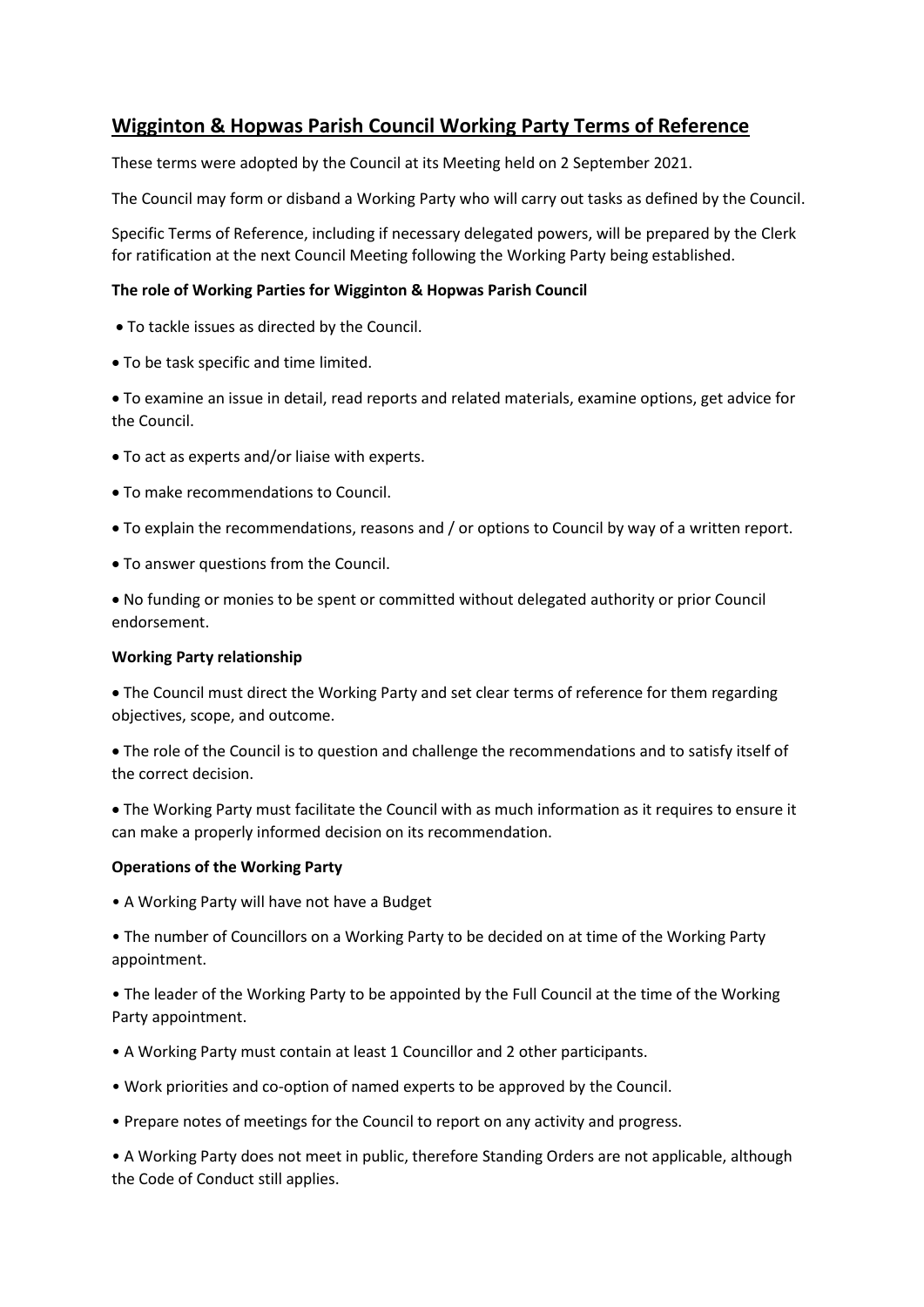# Wigginton & Hopwas Parish Council Working Party Terms of Reference

These terms were adopted by the Council at its Meeting held on 2 September 2021.

The Council may form or disband a Working Party who will carry out tasks as defined by the Council.

Specific Terms of Reference, including if necessary delegated powers, will be prepared by the Clerk for ratification at the next Council Meeting following the Working Party being established.

**The role of Working Parties for Wigginton & Hopwas Parish Council**

- To tackle issues as directed by the Council.
- To be task specific and time limited.
- To examine an issue in detail, read reports and related materials, examine options, get advice for the Council.
- To act as experts and/or liaise with experts.
- To make recommendations to Council.
- To explain the recommendations, reasons and / or options to Council by way of a written report.
- To answer questions from the Council.
- No funding or monies to be spent or committed without delegated authority or prior Council endorsement.

**Working Party relationship**

- The Council must direct the Working Party and set clear terms of reference for them regarding objectives, scope, and outcome.
- The role of the Council is to question and challenge the recommendations and to satisfy itself of the correct decision.
- The Working Party must facilitate the Council with as much information as it requires to ensure it can make a properly informed decision on its recommendation.

**Operations of the Working Party**

- A Working Party will have not have a Budget
- The number of Councillors on a Working Party to be decided on at time of the Working Party appointment.
- The leader of the Working Party to be appointed by the Full Council at the time of the Working Party appointment.
- A Working Party must contain at least 1 Councillor and 2 other participants.
- Work priorities and co-option of named experts to be approved by the Council.
- Prepare notes of meetings for the Council to report on any activity and progress.
- A Working Party does not meet in public, therefore Standing Orders are not applicable, although the Code of Conduct still applies.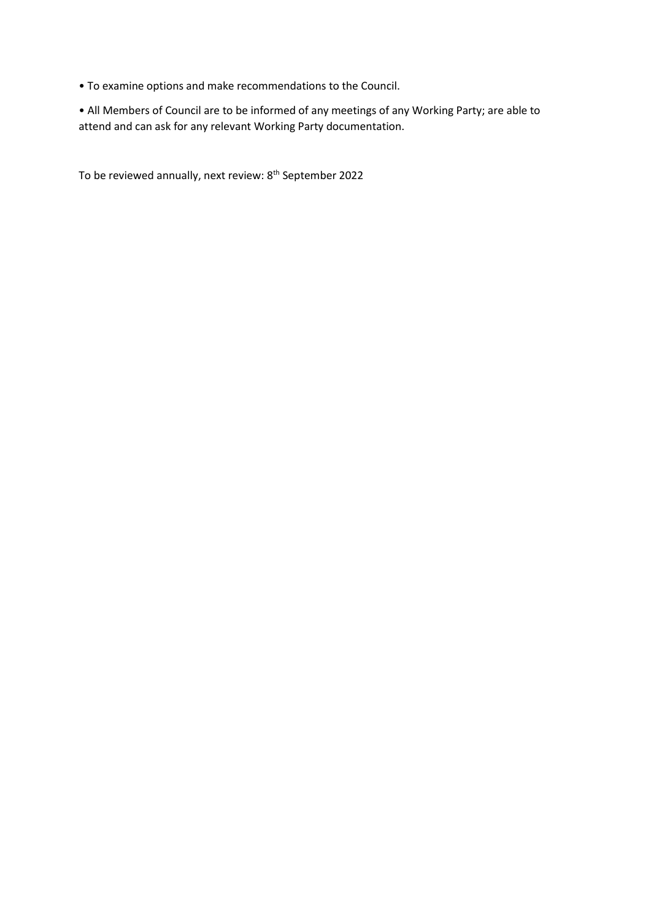- To examine options and make recommendations to the Council.
- All Members of Council are to be informed of any meetings of any Working Party; are able to attend and can ask for any relevant Working Party documentation.

To be reviewed annually, next review: 8th September 2022